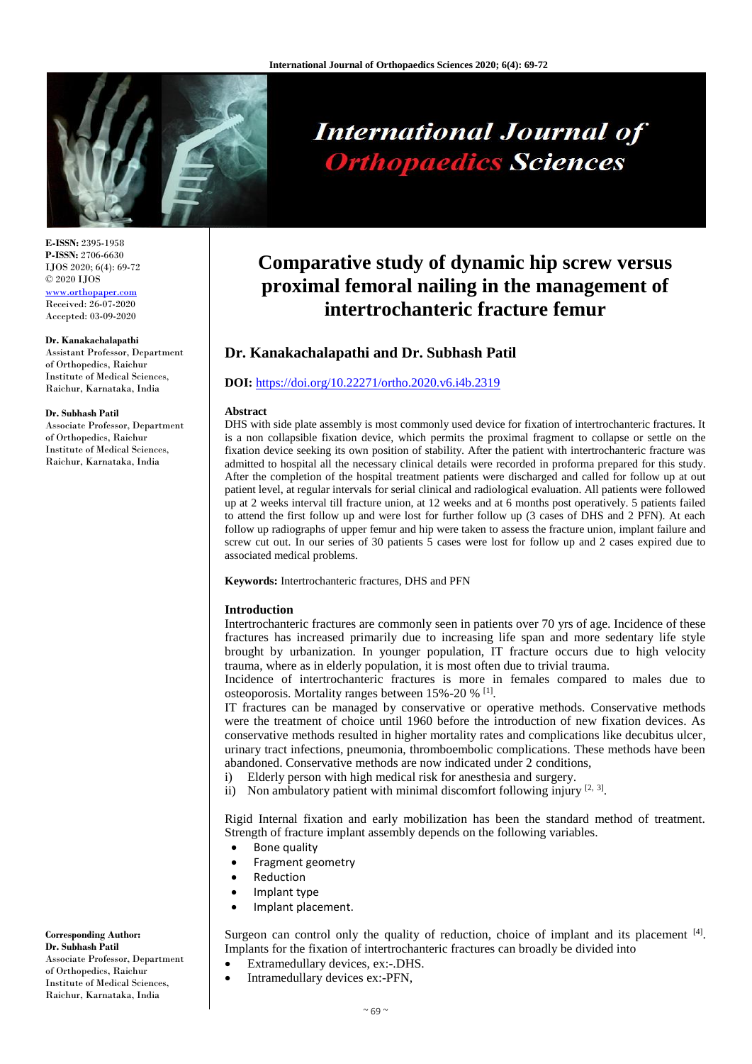**E-ISSN:** 2395-1958
**P-ISSN:** 2706-6630
IJOS 2020; 6(4): 69-72
© 2020 IJOS
www.orthopaper.com
Received: 26-07-2020
Accepted: 03-09-2020

**Dr. Kanakachalapathi**
Assistant Professor, Department of Orthopedics, Raichur Institute of Medical Sciences, Raichur, Karnataka, India

**Dr. Subhash Patil**
Associate Professor, Department of Orthopedics, Raichur Institute of Medical Sciences, Raichur, Karnataka, India

**Corresponding Author:**
**Dr. Subhash Patil**
Associate Professor, Department of Orthopedics, Raichur Institute of Medical Sciences, Raichur, Karnataka, India

# Comparative study of dynamic hip screw versus proximal femoral nailing in the management of intertrochanteric fracture femur

## Dr. Kanakachalapathi and Dr. Subhash Patil

**DOI:** https://doi.org/10.22271/ortho.2020.v6.i4b.2319

### Abstract

DHS with side plate assembly is most commonly used device for fixation of intertrochanteric fractures. It is a non collapsible fixation device, which permits the proximal fragment to collapse or settle on the fixation device seeking its own position of stability. After the patient with intertrochanteric fracture was admitted to hospital all the necessary clinical details were recorded in proforma prepared for this study. After the completion of the hospital treatment patients were discharged and called for follow up at out patient level, at regular intervals for serial clinical and radiological evaluation. All patients were followed up at 2 weeks interval till fracture union, at 12 weeks and at 6 months post operatively. 5 patients failed to attend the first follow up and were lost for further follow up (3 cases of DHS and 2 PFN). At each follow up radiographs of upper femur and hip were taken to assess the fracture union, implant failure and screw cut out. In our series of 30 patients 5 cases were lost for follow up and 2 cases expired due to associated medical problems.

**Keywords:** Intertrochanteric fractures, DHS and PFN

### Introduction

Intertrochanteric fractures are commonly seen in patients over 70 yrs of age. Incidence of these fractures has increased primarily due to increasing life span and more sedentary life style brought by urbanization. In younger population, IT fracture occurs due to high velocity trauma, where as in elderly population, it is most often due to trivial trauma.

Incidence of intertrochanteric fractures is more in females compared to males due to osteoporosis. Mortality ranges between 15%-20 % [1].

IT fractures can be managed by conservative or operative methods. Conservative methods were the treatment of choice until 1960 before the introduction of new fixation devices. As conservative methods resulted in higher mortality rates and complications like decubitus ulcer, urinary tract infections, pneumonia, thromboembolic complications. These methods have been abandoned. Conservative methods are now indicated under 2 conditions,

i) Elderly person with high medical risk for anesthesia and surgery.
ii) Non ambulatory patient with minimal discomfort following injury [2, 3].

Rigid Internal fixation and early mobilization has been the standard method of treatment. Strength of fracture implant assembly depends on the following variables.

- Bone quality
- Fragment geometry
- Reduction
- Implant type
- Implant placement.

Surgeon can control only the quality of reduction, choice of implant and its placement [4]. Implants for the fixation of intertrochanteric fractures can broadly be divided into

- Extramedullary devices, ex:-.DHS.
- Intramedullary devices ex:-PFN,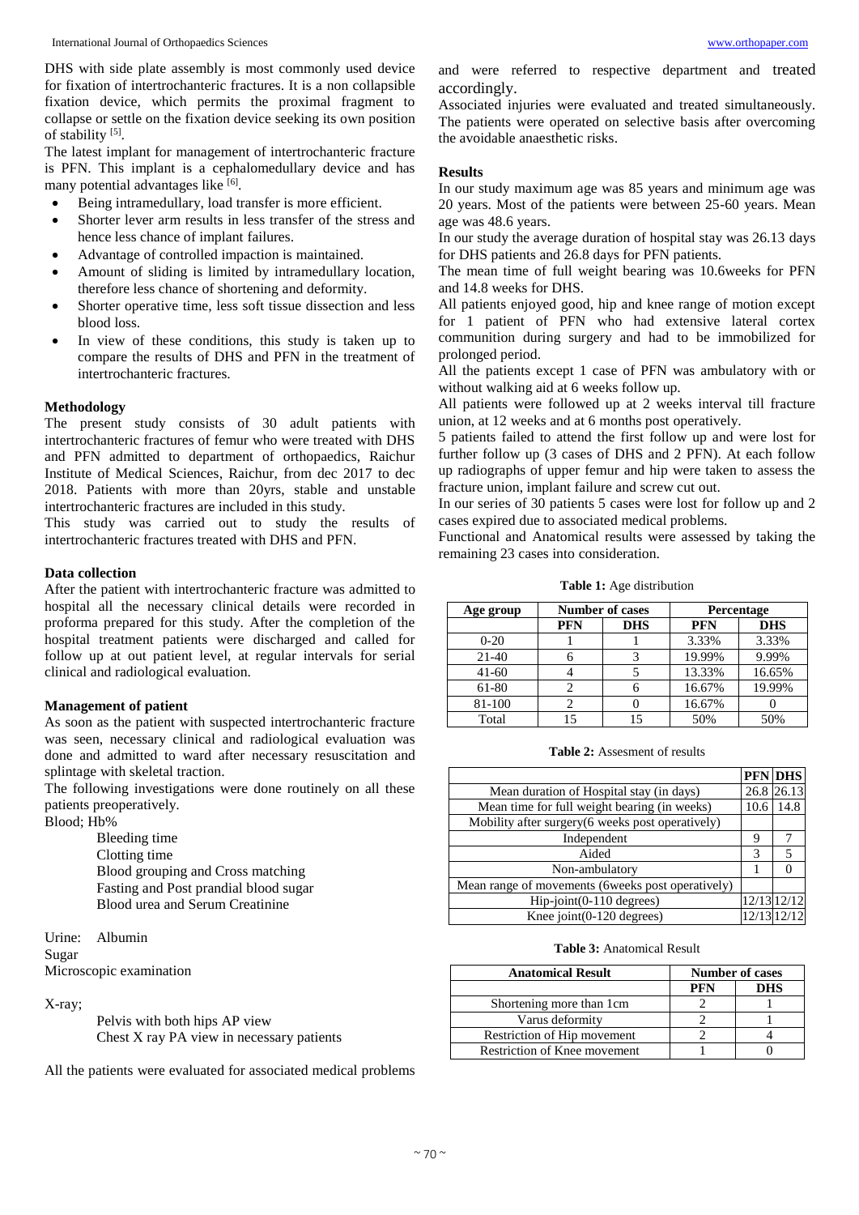DHS with side plate assembly is most commonly used device for fixation of intertrochanteric fractures. It is a non collapsible fixation device, which permits the proximal fragment to collapse or settle on the fixation device seeking its own position of stability [5].

The latest implant for management of intertrochanteric fracture is PFN. This implant is a cephalomedullary device and has many potential advantages like [6].

- Being intramedullary, load transfer is more efficient.
- Shorter lever arm results in less transfer of the stress and hence less chance of implant failures.
- Advantage of controlled impaction is maintained.
- Amount of sliding is limited by intramedullary location, therefore less chance of shortening and deformity.
- Shorter operative time, less soft tissue dissection and less blood loss.
- In view of these conditions, this study is taken up to compare the results of DHS and PFN in the treatment of intertrochanteric fractures.

### Methodology

The present study consists of 30 adult patients with intertrochanteric fractures of femur who were treated with DHS and PFN admitted to department of orthopaedics, Raichur Institute of Medical Sciences, Raichur, from dec 2017 to dec 2018. Patients with more than 20yrs, stable and unstable intertrochanteric fractures are included in this study.

This study was carried out to study the results of intertrochanteric fractures treated with DHS and PFN.

### Data collection

After the patient with intertrochanteric fracture was admitted to hospital all the necessary clinical details were recorded in proforma prepared for this study. After the completion of the hospital treatment patients were discharged and called for follow up at out patient level, at regular intervals for serial clinical and radiological evaluation.

### Management of patient

As soon as the patient with suspected intertrochanteric fracture was seen, necessary clinical and radiological evaluation was done and admitted to ward after necessary resuscitation and splintage with skeletal traction.

The following investigations were done routinely on all these patients preoperatively.

Blood; Hb%

Bleeding time
Clotting time
Blood grouping and Cross matching
Fasting and Post prandial blood sugar
Blood urea and Serum Creatinine

Urine: Albumin
Sugar
Microscopic examination

X-ray;

Pelvis with both hips AP view
Chest X ray PA view in necessary patients

All the patients were evaluated for associated medical problems and were referred to respective department and treated accordingly.

Associated injuries were evaluated and treated simultaneously. The patients were operated on selective basis after overcoming the avoidable anaesthetic risks.

### Results

In our study maximum age was 85 years and minimum age was 20 years. Most of the patients were between 25-60 years. Mean age was 48.6 years.

In our study the average duration of hospital stay was 26.13 days for DHS patients and 26.8 days for PFN patients.

The mean time of full weight bearing was 10.6weeks for PFN and 14.8 weeks for DHS.

All patients enjoyed good, hip and knee range of motion except for 1 patient of PFN who had extensive lateral cortex communition during surgery and had to be immobilized for prolonged period.

All the patients except 1 case of PFN was ambulatory with or without walking aid at 6 weeks follow up.

All patients were followed up at 2 weeks interval till fracture union, at 12 weeks and at 6 months post operatively.

5 patients failed to attend the first follow up and were lost for further follow up (3 cases of DHS and 2 PFN). At each follow up radiographs of upper femur and hip were taken to assess the fracture union, implant failure and screw cut out.

In our series of 30 patients 5 cases were lost for follow up and 2 cases expired due to associated medical problems.

Functional and Anatomical results were assessed by taking the remaining 23 cases into consideration.

**Table 1:** Age distribution

| Age group | Number of cases | | Percentage | |
|---|---|---|---|---|
| | PFN | DHS | PFN | DHS |
| 0-20 | 1 | 1 | 3.33% | 3.33% |
| 21-40 | 6 | 3 | 19.99% | 9.99% |
| 41-60 | 4 | 5 | 13.33% | 16.65% |
| 61-80 | 2 | 6 | 16.67% | 19.99% |
| 81-100 | 2 | 0 | 16.67% | 0 |
| Total | 15 | 15 | 50% | 50% |

**Table 2:** Assesment of results

| | PFN | DHS |
|---|---|---|
| Mean duration of Hospital stay (in days) | 26.8 | 26.13 |
| Mean time for full weight bearing (in weeks) | 10.6 | 14.8 |
| Mobility after surgery(6 weeks post operatively) | | |
| Independent | 9 | 7 |
| Aided | 3 | 5 |
| Non-ambulatory | 1 | 0 |
| Mean range of movements (6weeks post operatively) | | |
| Hip-joint(0-110 degrees) | 12/13 | 12/12 |
| Knee joint(0-120 degrees) | 12/13 | 12/12 |

**Table 3:** Anatomical Result

| Anatomical Result | Number of cases | |
|---|---|---|
| | PFN | DHS |
| Shortening more than 1cm | 2 | 1 |
| Varus deformity | 2 | 1 |
| Restriction of Hip movement | 2 | 4 |
| Restriction of Knee movement | 1 | 0 |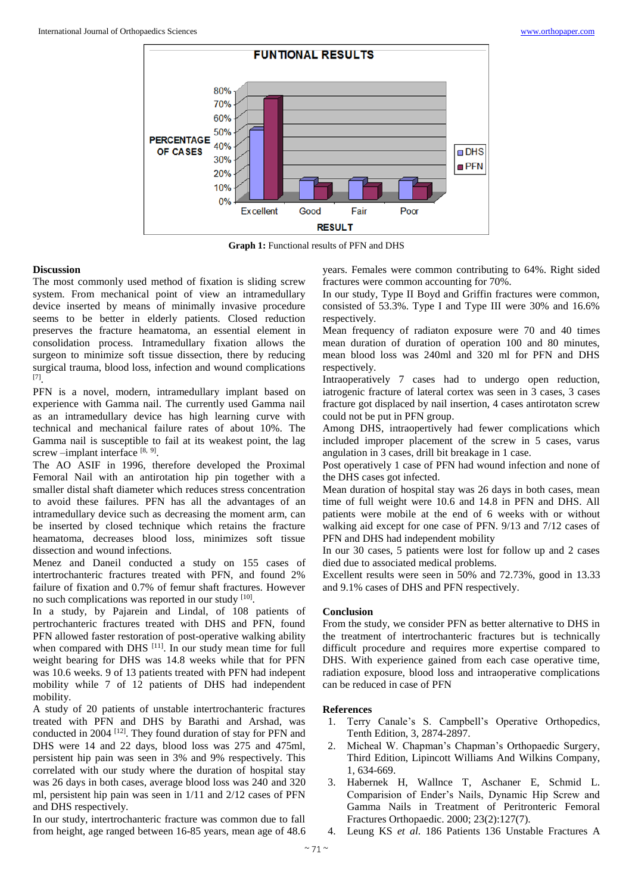Graph 1: Functional results of PFN and DHS

## Discussion

The most commonly used method of fixation is sliding screw system. From mechanical point of view an intramedullary device inserted by means of minimally invasive procedure seems to be better in elderly patients. Closed reduction preserves the fracture heamatoma, an essential element in consolidation process. Intramedullary fixation allows the surgeon to minimize soft tissue dissection, there by reducing surgical trauma, blood loss, infection and wound complications [7].

PFN is a novel, modern, intramedullary implant based on experience with Gamma nail. The currently used Gamma nail as an intramedullary device has high learning curve with technical and mechanical failure rates of about 10%. The Gamma nail is susceptible to fail at its weakest point, the lag screw –implant interface [8, 9].

The AO ASIF in 1996, therefore developed the Proximal Femoral Nail with an antirotation hip pin together with a smaller distal shaft diameter which reduces stress concentration to avoid these failures. PFN has all the advantages of an intramedullary device such as decreasing the moment arm, can be inserted by closed technique which retains the fracture heamatoma, decreases blood loss, minimizes soft tissue dissection and wound infections.

Menez and Daneil conducted a study on 155 cases of intertrochanteric fractures treated with PFN, and found 2% failure of fixation and 0.7% of femur shaft fractures. However no such complications was reported in our study [10].

In a study, by Pajarein and Lindal, of 108 patients of pertrochanteric fractures treated with DHS and PFN, found PFN allowed faster restoration of post-operative walking ability when compared with DHS [11]. In our study mean time for full weight bearing for DHS was 14.8 weeks while that for PFN was 10.6 weeks. 9 of 13 patients treated with PFN had indepent mobility while 7 of 12 patients of DHS had independent mobility.

A study of 20 patients of unstable intertrochanteric fractures treated with PFN and DHS by Barathi and Arshad, was conducted in 2004 [12]. They found duration of stay for PFN and DHS were 14 and 22 days, blood loss was 275 and 475ml, persistent hip pain was seen in 3% and 9% respectively. This correlated with our study where the duration of hospital stay was 26 days in both cases, average blood loss was 240 and 320 ml, persistent hip pain was seen in 1/11 and 2/12 cases of PFN and DHS respectively.

In our study, intertrochanteric fracture was common due to fall from height, age ranged between 16-85 years, mean age of 48.6 years. Females were common contributing to 64%. Right sided fractures were common accounting for 70%.

In our study, Type II Boyd and Griffin fractures were common, consisted of 53.3%. Type I and Type III were 30% and 16.6% respectively.

Mean frequency of radiaton exposure were 70 and 40 times mean duration of duration of operation 100 and 80 minutes, mean blood loss was 240ml and 320 ml for PFN and DHS respectively.

Intraoperatively 7 cases had to undergo open reduction, iatrogenic fracture of lateral cortex was seen in 3 cases, 3 cases fracture got displaced by nail insertion, 4 cases antirotaton screw could not be put in PFN group.

Among DHS, intraopertively had fewer complications which included improper placement of the screw in 5 cases, varus angulation in 3 cases, drill bit breakage in 1 case.

Post operatively 1 case of PFN had wound infection and none of the DHS cases got infected.

Mean duration of hospital stay was 26 days in both cases, mean time of full weight were 10.6 and 14.8 in PFN and DHS. All patients were mobile at the end of 6 weeks with or without walking aid except for one case of PFN. 9/13 and 7/12 cases of PFN and DHS had independent mobility

In our 30 cases, 5 patients were lost for follow up and 2 cases died due to associated medical problems.

Excellent results were seen in 50% and 72.73%, good in 13.33 and 9.1% cases of DHS and PFN respectively.

## Conclusion

From the study, we consider PFN as better alternative to DHS in the treatment of intertrochanteric fractures but is technically difficult procedure and requires more expertise compared to DHS. With experience gained from each case operative time, radiation exposure, blood loss and intraoperative complications can be reduced in case of PFN

## References

1. Terry Canale's S. Campbell's Operative Orthopedics, Tenth Edition, 3, 2874-2897.
2. Micheal W. Chapman's Chapman's Orthopaedic Surgery, Third Edition, Lipincott Williams And Wilkins Company, 1, 634-669.
3. Habernek H, Wallnce T, Aschaner E, Schmid L. Comparision of Ender's Nails, Dynamic Hip Screw and Gamma Nails in Treatment of Peritronteric Femoral Fractures Orthopaedic. 2000; 23(2):127(7).
4. Leung KS *et al.* 186 Patients 136 Unstable Fractures A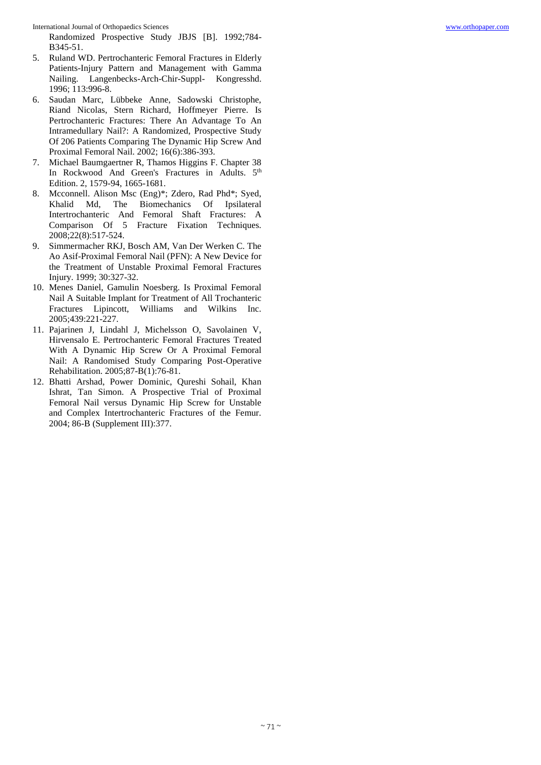Randomized Prospective Study JBJS [B]. 1992;784-B345-51.

5. Ruland WD. Pertrochanteric Femoral Fractures in Elderly Patients-Injury Pattern and Management with Gamma Nailing. Langenbecks-Arch-Chir-Suppl- Kongresshd. 1996; 113:996-8.
6. Saudan Marc, Lübbeke Anne, Sadowski Christophe, Riand Nicolas, Stern Richard, Hoffmeyer Pierre. Is Pertrochanteric Fractures: There An Advantage To An Intramedullary Nail?: A Randomized, Prospective Study Of 206 Patients Comparing The Dynamic Hip Screw And Proximal Femoral Nail. 2002; 16(6):386-393.
7. Michael Baumgaertner R, Thamos Higgins F. Chapter 38 In Rockwood And Green's Fractures in Adults. 5th Edition. 2, 1579-94, 1665-1681.
8. Mcconnell. Alison Msc (Eng)*; Zdero, Rad Phd*; Syed, Khalid Md, The Biomechanics Of Ipsilateral Intertrochanteric And Femoral Shaft Fractures: A Comparison Of 5 Fracture Fixation Techniques. 2008;22(8):517-524.
9. Simmermacher RKJ, Bosch AM, Van Der Werken C. The Ao Asif-Proximal Femoral Nail (PFN): A New Device for the Treatment of Unstable Proximal Femoral Fractures Injury. 1999; 30:327-32.
10. Menes Daniel, Gamulin Noesberg. Is Proximal Femoral Nail A Suitable Implant for Treatment of All Trochanteric Fractures Lipincott, Williams and Wilkins Inc. 2005;439:221-227.
11. Pajarinen J, Lindahl J, Michelsson O, Savolainen V, Hirvensalo E. Pertrochanteric Femoral Fractures Treated With A Dynamic Hip Screw Or A Proximal Femoral Nail: A Randomised Study Comparing Post-Operative Rehabilitation. 2005;87-B(1):76-81.
12. Bhatti Arshad, Power Dominic, Qureshi Sohail, Khan Ishrat, Tan Simon. A Prospective Trial of Proximal Femoral Nail versus Dynamic Hip Screw for Unstable and Complex Intertrochanteric Fractures of the Femur. 2004; 86-B (Supplement III):377.